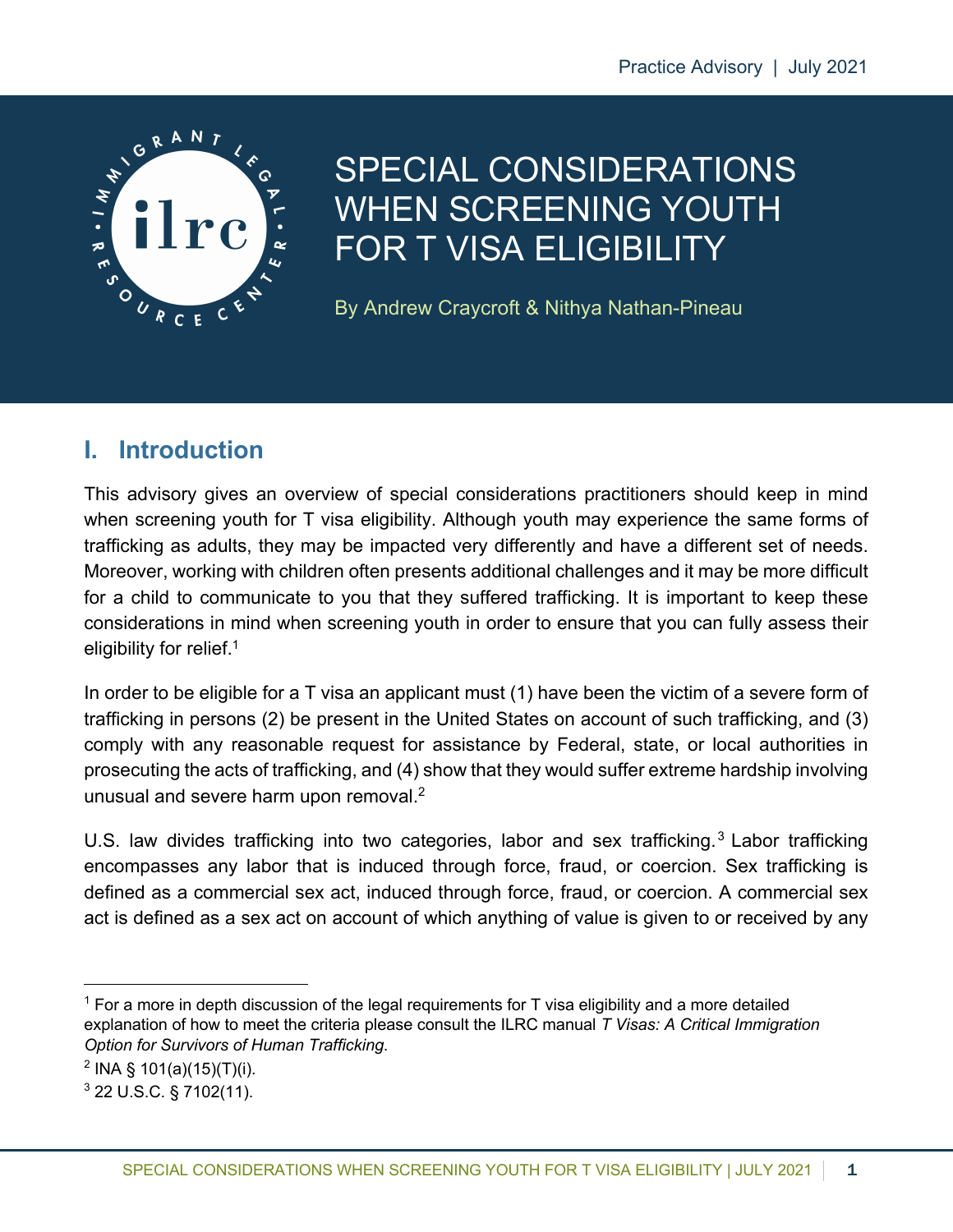Practice Advisory | July 2021

# SPECIAL CONSIDERATIONS WHEN SCREENING YOUTH FOR T VISA ELIGIBILITY

By Andrew Craycroft & Nithya Nathan-Pineau

## I. Introduction

This advisory gives an overview of special considerations practitioners should keep in mind when screening youth for T visa eligibility. Although youth may experience the same forms of trafficking as adults, they may be impacted very differently and have a different set of needs. Moreover, working with children often presents additional challenges and it may be more difficult for a child to communicate to you that they suffered trafficking. It is important to keep these considerations in mind when screening youth in order to ensure that you can fully assess their eligibility for relief.[1]

In order to be eligible for a T visa an applicant must (1) have been the victim of a severe form of trafficking in persons (2) be present in the United States on account of such trafficking, and (3) comply with any reasonable request for assistance by Federal, state, or local authorities in prosecuting the acts of trafficking, and (4) show that they would suffer extreme hardship involving unusual and severe harm upon removal.[2]

U.S. law divides trafficking into two categories, labor and sex trafficking.[3] Labor trafficking encompasses any labor that is induced through force, fraud, or coercion. Sex trafficking is defined as a commercial sex act, induced through force, fraud, or coercion. A commercial sex act is defined as a sex act on account of which anything of value is given to or received by any

---

[1] For a more in depth discussion of the legal requirements for T visa eligibility and a more detailed explanation of how to meet the criteria please consult the ILRC manual *T Visas: A Critical Immigration Option for Survivors of Human Trafficking*.

[2] INA § 101(a)(15)(T)(i).

[3] 22 U.S.C. § 7102(11).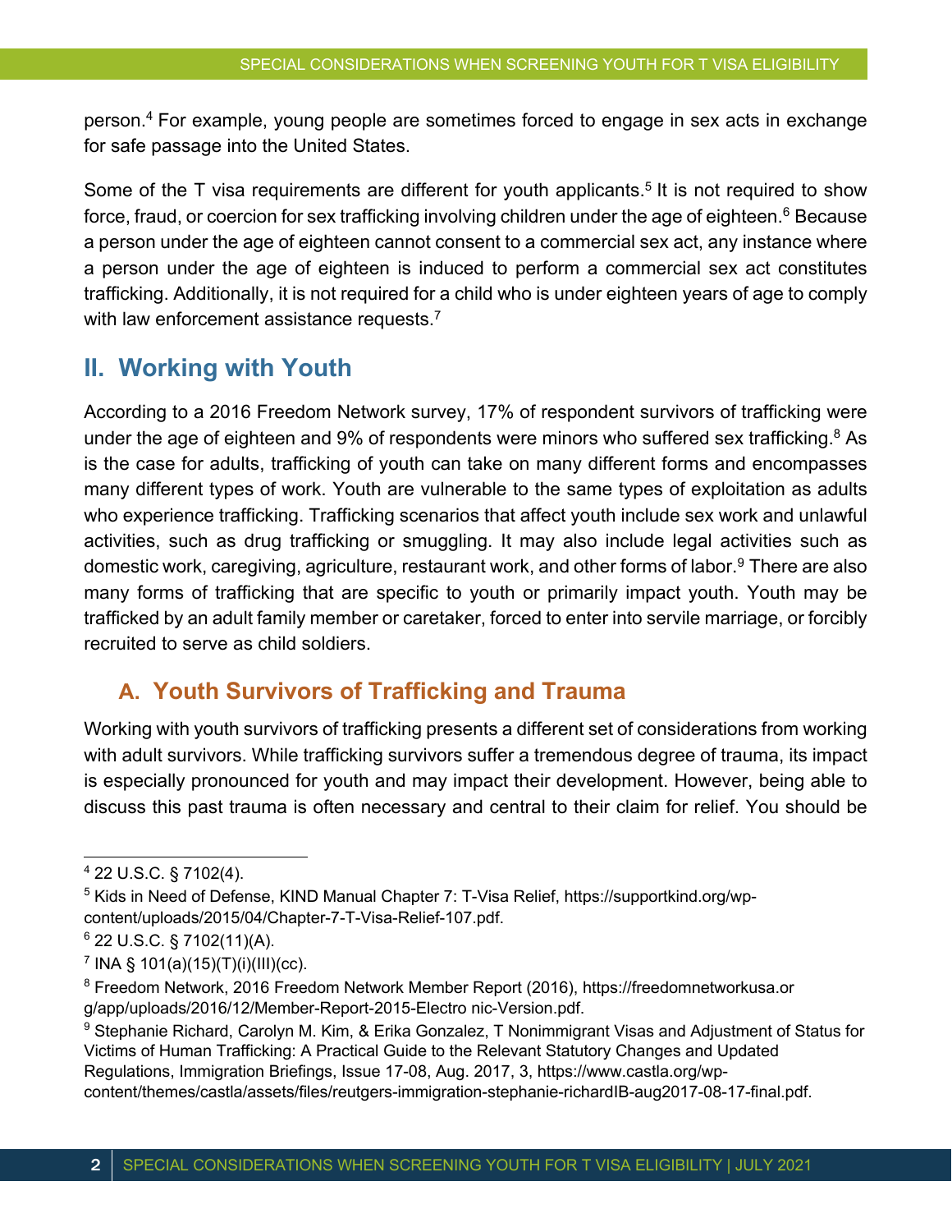person.[4] For example, young people are sometimes forced to engage in sex acts in exchange for safe passage into the United States.

Some of the T visa requirements are different for youth applicants.[5] It is not required to show force, fraud, or coercion for sex trafficking involving children under the age of eighteen.[6] Because a person under the age of eighteen cannot consent to a commercial sex act, any instance where a person under the age of eighteen is induced to perform a commercial sex act constitutes trafficking. Additionally, it is not required for a child who is under eighteen years of age to comply with law enforcement assistance requests.[7]

## II. Working with Youth

According to a 2016 Freedom Network survey, 17% of respondent survivors of trafficking were under the age of eighteen and 9% of respondents were minors who suffered sex trafficking.[8] As is the case for adults, trafficking of youth can take on many different forms and encompasses many different types of work. Youth are vulnerable to the same types of exploitation as adults who experience trafficking. Trafficking scenarios that affect youth include sex work and unlawful activities, such as drug trafficking or smuggling. It may also include legal activities such as domestic work, caregiving, agriculture, restaurant work, and other forms of labor.[9] There are also many forms of trafficking that are specific to youth or primarily impact youth. Youth may be trafficked by an adult family member or caretaker, forced to enter into servile marriage, or forcibly recruited to serve as child soldiers.

### A. Youth Survivors of Trafficking and Trauma

Working with youth survivors of trafficking presents a different set of considerations from working with adult survivors. While trafficking survivors suffer a tremendous degree of trauma, its impact is especially pronounced for youth and may impact their development. However, being able to discuss this past trauma is often necessary and central to their claim for relief. You should be

---

[4] 22 U.S.C. § 7102(4).

[5] Kids in Need of Defense, KIND Manual Chapter 7: T-Visa Relief, https://supportkind.org/wp-content/uploads/2015/04/Chapter-7-T-Visa-Relief-107.pdf.

[6] 22 U.S.C. § 7102(11)(A).

[7] INA § 101(a)(15)(T)(i)(III)(cc).

[8] Freedom Network, 2016 Freedom Network Member Report (2016), https://freedomnetworkusa.org/app/uploads/2016/12/Member-Report-2015-Electro nic-Version.pdf.

[9] Stephanie Richard, Carolyn M. Kim, & Erika Gonzalez, T Nonimmigrant Visas and Adjustment of Status for Victims of Human Trafficking: A Practical Guide to the Relevant Statutory Changes and Updated Regulations, Immigration Briefings, Issue 17-08, Aug. 2017, 3, https://www.castla.org/wp-content/themes/castla/assets/files/reutgers-immigration-stephanie-richardIB-aug2017-08-17-final.pdf.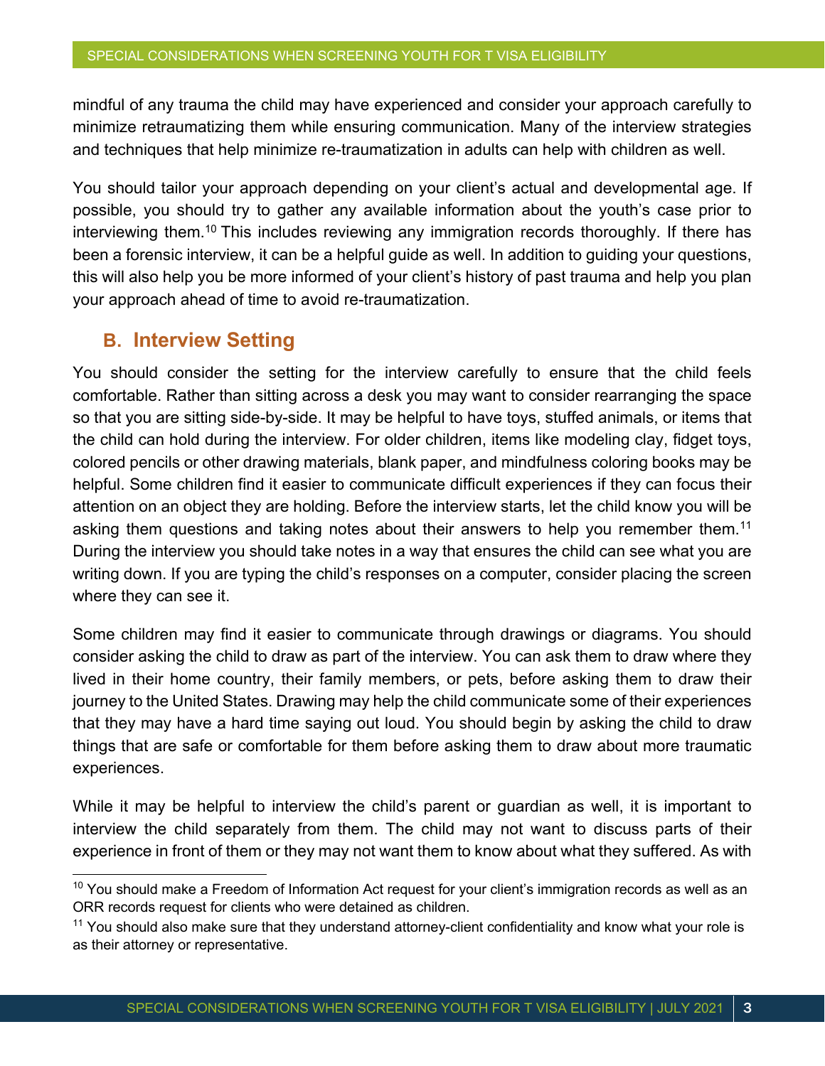mindful of any trauma the child may have experienced and consider your approach carefully to minimize retraumatizing them while ensuring communication. Many of the interview strategies and techniques that help minimize re-traumatization in adults can help with children as well.

You should tailor your approach depending on your client's actual and developmental age. If possible, you should try to gather any available information about the youth's case prior to interviewing them.[10] This includes reviewing any immigration records thoroughly. If there has been a forensic interview, it can be a helpful guide as well. In addition to guiding your questions, this will also help you be more informed of your client's history of past trauma and help you plan your approach ahead of time to avoid re-traumatization.

## B. Interview Setting

You should consider the setting for the interview carefully to ensure that the child feels comfortable. Rather than sitting across a desk you may want to consider rearranging the space so that you are sitting side-by-side. It may be helpful to have toys, stuffed animals, or items that the child can hold during the interview. For older children, items like modeling clay, fidget toys, colored pencils or other drawing materials, blank paper, and mindfulness coloring books may be helpful. Some children find it easier to communicate difficult experiences if they can focus their attention on an object they are holding. Before the interview starts, let the child know you will be asking them questions and taking notes about their answers to help you remember them.[11] During the interview you should take notes in a way that ensures the child can see what you are writing down. If you are typing the child's responses on a computer, consider placing the screen where they can see it.

Some children may find it easier to communicate through drawings or diagrams. You should consider asking the child to draw as part of the interview. You can ask them to draw where they lived in their home country, their family members, or pets, before asking them to draw their journey to the United States. Drawing may help the child communicate some of their experiences that they may have a hard time saying out loud. You should begin by asking the child to draw things that are safe or comfortable for them before asking them to draw about more traumatic experiences.

While it may be helpful to interview the child's parent or guardian as well, it is important to interview the child separately from them. The child may not want to discuss parts of their experience in front of them or they may not want them to know about what they suffered. As with

---

[10] You should make a Freedom of Information Act request for your client's immigration records as well as an ORR records request for clients who were detained as children.

[11] You should also make sure that they understand attorney-client confidentiality and know what your role is as their attorney or representative.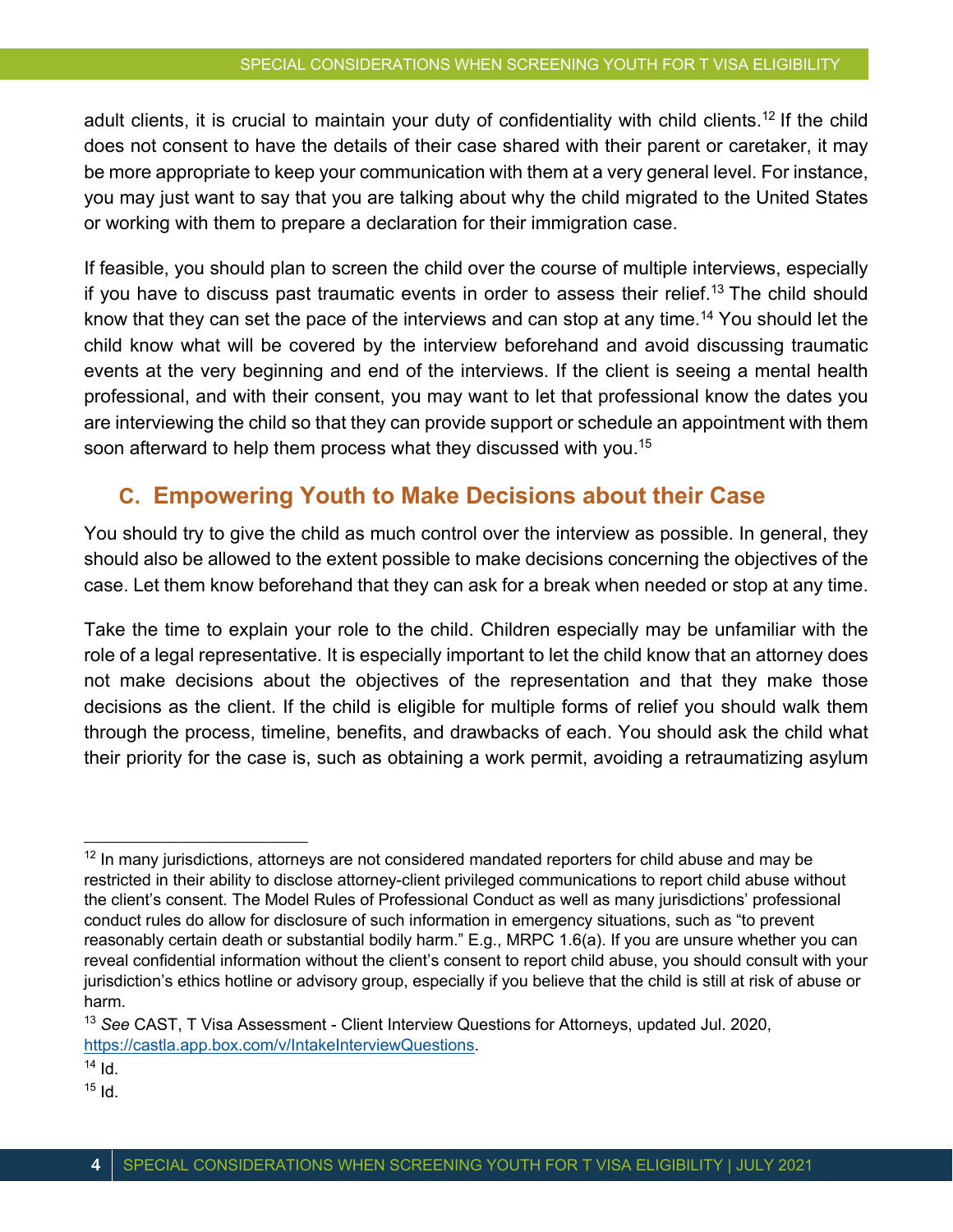adult clients, it is crucial to maintain your duty of confidentiality with child clients.[12] If the child does not consent to have the details of their case shared with their parent or caretaker, it may be more appropriate to keep your communication with them at a very general level. For instance, you may just want to say that you are talking about why the child migrated to the United States or working with them to prepare a declaration for their immigration case.

If feasible, you should plan to screen the child over the course of multiple interviews, especially if you have to discuss past traumatic events in order to assess their relief.[13] The child should know that they can set the pace of the interviews and can stop at any time.[14] You should let the child know what will be covered by the interview beforehand and avoid discussing traumatic events at the very beginning and end of the interviews. If the client is seeing a mental health professional, and with their consent, you may want to let that professional know the dates you are interviewing the child so that they can provide support or schedule an appointment with them soon afterward to help them process what they discussed with you.[15]

## C. Empowering Youth to Make Decisions about their Case

You should try to give the child as much control over the interview as possible. In general, they should also be allowed to the extent possible to make decisions concerning the objectives of the case. Let them know beforehand that they can ask for a break when needed or stop at any time.

Take the time to explain your role to the child. Children especially may be unfamiliar with the role of a legal representative. It is especially important to let the child know that an attorney does not make decisions about the objectives of the representation and that they make those decisions as the client. If the child is eligible for multiple forms of relief you should walk them through the process, timeline, benefits, and drawbacks of each. You should ask the child what their priority for the case is, such as obtaining a work permit, avoiding a retraumatizing asylum

---

[12] In many jurisdictions, attorneys are not considered mandated reporters for child abuse and may be restricted in their ability to disclose attorney-client privileged communications to report child abuse without the client's consent. The Model Rules of Professional Conduct as well as many jurisdictions' professional conduct rules do allow for disclosure of such information in emergency situations, such as "to prevent reasonably certain death or substantial bodily harm." E.g., MRPC 1.6(a). If you are unsure whether you can reveal confidential information without the client's consent to report child abuse, you should consult with your jurisdiction's ethics hotline or advisory group, especially if you believe that the child is still at risk of abuse or harm.

[13] *See* CAST, T Visa Assessment - Client Interview Questions for Attorneys, updated Jul. 2020, [https://castla.app.box.com/v/IntakeInterviewQuestions](https://castla.app.box.com/v/IntakeInterviewQuestions).

[14] Id.

[15] Id.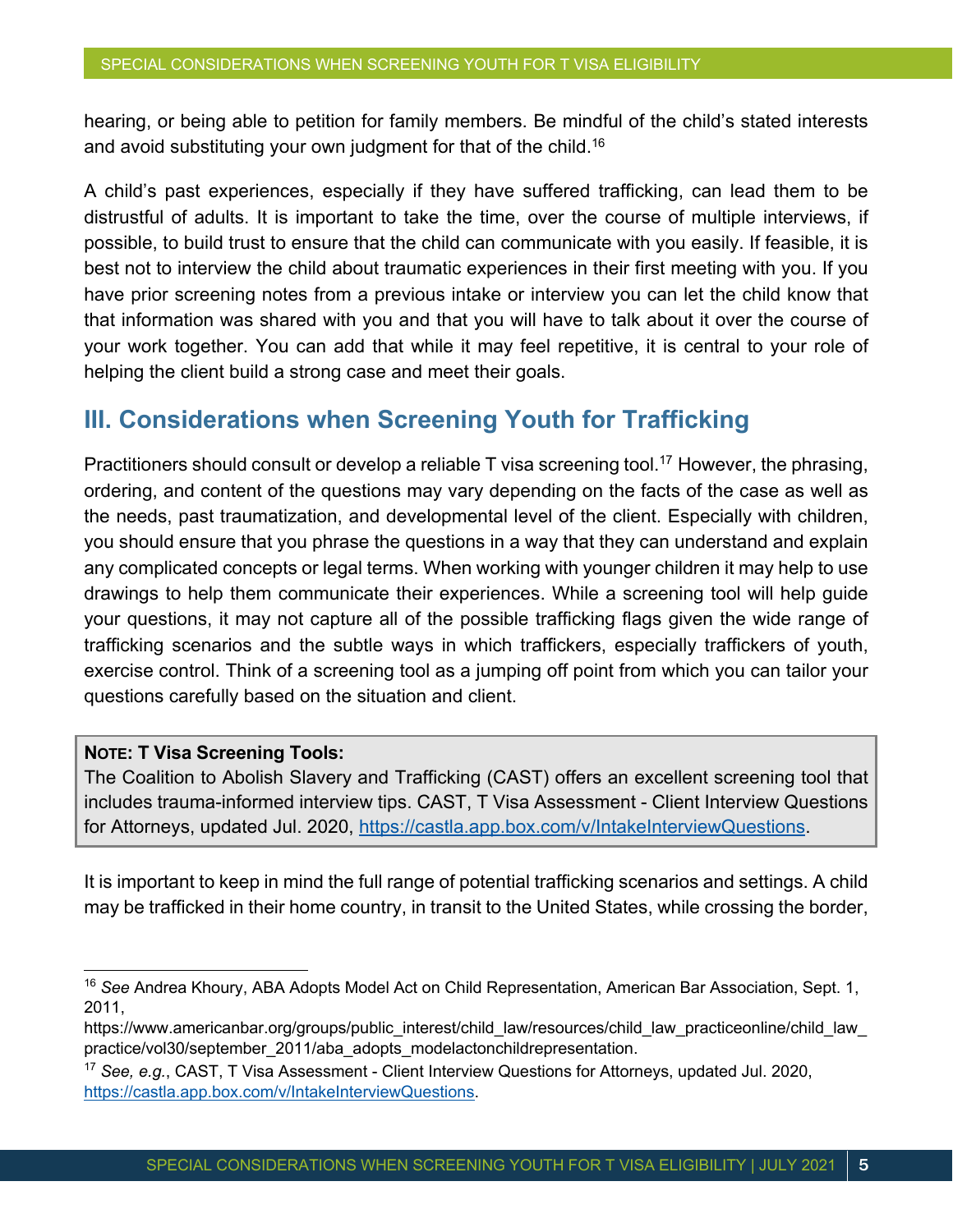hearing, or being able to petition for family members. Be mindful of the child's stated interests and avoid substituting your own judgment for that of the child.[16]

A child's past experiences, especially if they have suffered trafficking, can lead them to be distrustful of adults. It is important to take the time, over the course of multiple interviews, if possible, to build trust to ensure that the child can communicate with you easily. If feasible, it is best not to interview the child about traumatic experiences in their first meeting with you. If you have prior screening notes from a previous intake or interview you can let the child know that that information was shared with you and that you will have to talk about it over the course of your work together. You can add that while it may feel repetitive, it is central to your role of helping the client build a strong case and meet their goals.

## III. Considerations when Screening Youth for Trafficking

Practitioners should consult or develop a reliable T visa screening tool.[17] However, the phrasing, ordering, and content of the questions may vary depending on the facts of the case as well as the needs, past traumatization, and developmental level of the client. Especially with children, you should ensure that you phrase the questions in a way that they can understand and explain any complicated concepts or legal terms. When working with younger children it may help to use drawings to help them communicate their experiences. While a screening tool will help guide your questions, it may not capture all of the possible trafficking flags given the wide range of trafficking scenarios and the subtle ways in which traffickers, especially traffickers of youth, exercise control. Think of a screening tool as a jumping off point from which you can tailor your questions carefully based on the situation and client.

> **NOTE: T Visa Screening Tools:**
> The Coalition to Abolish Slavery and Trafficking (CAST) offers an excellent screening tool that includes trauma-informed interview tips. CAST, T Visa Assessment - Client Interview Questions for Attorneys, updated Jul. 2020, https://castla.app.box.com/v/IntakeInterviewQuestions.

It is important to keep in mind the full range of potential trafficking scenarios and settings. A child may be trafficked in their home country, in transit to the United States, while crossing the border,

---

[16] *See* Andrea Khoury, ABA Adopts Model Act on Child Representation, American Bar Association, Sept. 1, 2011, https://www.americanbar.org/groups/public_interest/child_law/resources/child_law_practiceonline/child_law_practice/vol30/september_2011/aba_adopts_modelactonchildrepresentation.

[17] *See, e.g.*, CAST, T Visa Assessment - Client Interview Questions for Attorneys, updated Jul. 2020, https://castla.app.box.com/v/IntakeInterviewQuestions.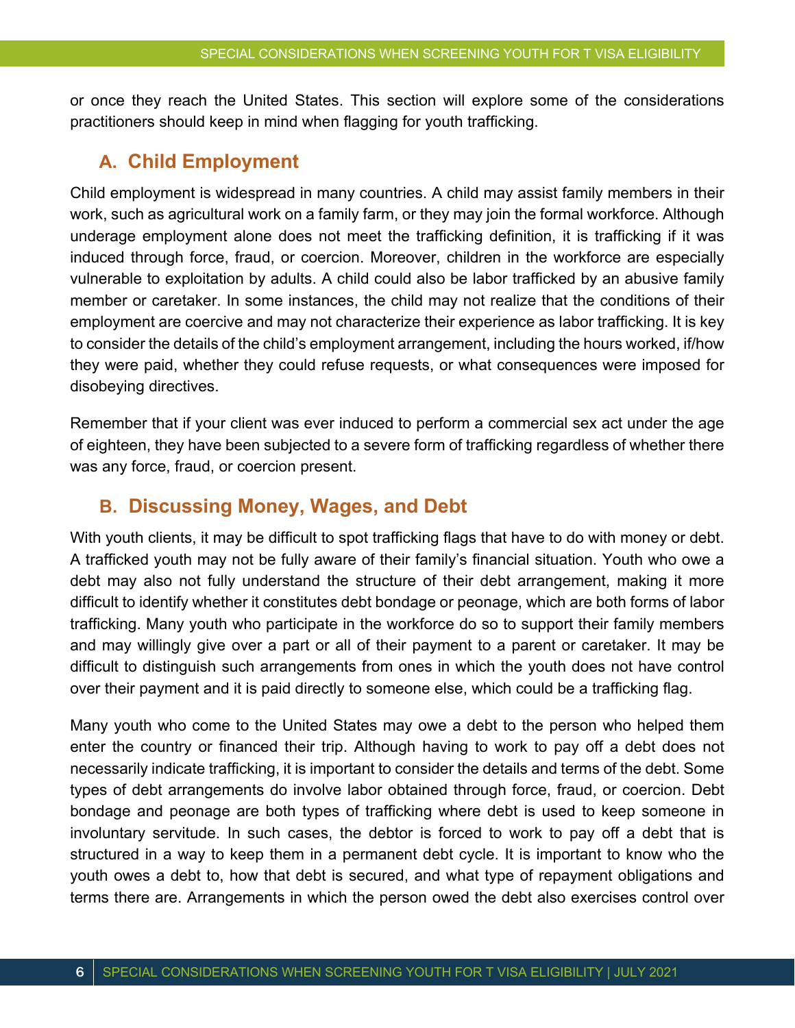or once they reach the United States. This section will explore some of the considerations practitioners should keep in mind when flagging for youth trafficking.

## A. Child Employment

Child employment is widespread in many countries. A child may assist family members in their work, such as agricultural work on a family farm, or they may join the formal workforce. Although underage employment alone does not meet the trafficking definition, it is trafficking if it was induced through force, fraud, or coercion. Moreover, children in the workforce are especially vulnerable to exploitation by adults. A child could also be labor trafficked by an abusive family member or caretaker. In some instances, the child may not realize that the conditions of their employment are coercive and may not characterize their experience as labor trafficking. It is key to consider the details of the child's employment arrangement, including the hours worked, if/how they were paid, whether they could refuse requests, or what consequences were imposed for disobeying directives.

Remember that if your client was ever induced to perform a commercial sex act under the age of eighteen, they have been subjected to a severe form of trafficking regardless of whether there was any force, fraud, or coercion present.

## B. Discussing Money, Wages, and Debt

With youth clients, it may be difficult to spot trafficking flags that have to do with money or debt. A trafficked youth may not be fully aware of their family's financial situation. Youth who owe a debt may also not fully understand the structure of their debt arrangement, making it more difficult to identify whether it constitutes debt bondage or peonage, which are both forms of labor trafficking. Many youth who participate in the workforce do so to support their family members and may willingly give over a part or all of their payment to a parent or caretaker. It may be difficult to distinguish such arrangements from ones in which the youth does not have control over their payment and it is paid directly to someone else, which could be a trafficking flag.

Many youth who come to the United States may owe a debt to the person who helped them enter the country or financed their trip. Although having to work to pay off a debt does not necessarily indicate trafficking, it is important to consider the details and terms of the debt. Some types of debt arrangements do involve labor obtained through force, fraud, or coercion. Debt bondage and peonage are both types of trafficking where debt is used to keep someone in involuntary servitude. In such cases, the debtor is forced to work to pay off a debt that is structured in a way to keep them in a permanent debt cycle. It is important to know who the youth owes a debt to, how that debt is secured, and what type of repayment obligations and terms there are. Arrangements in which the person owed the debt also exercises control over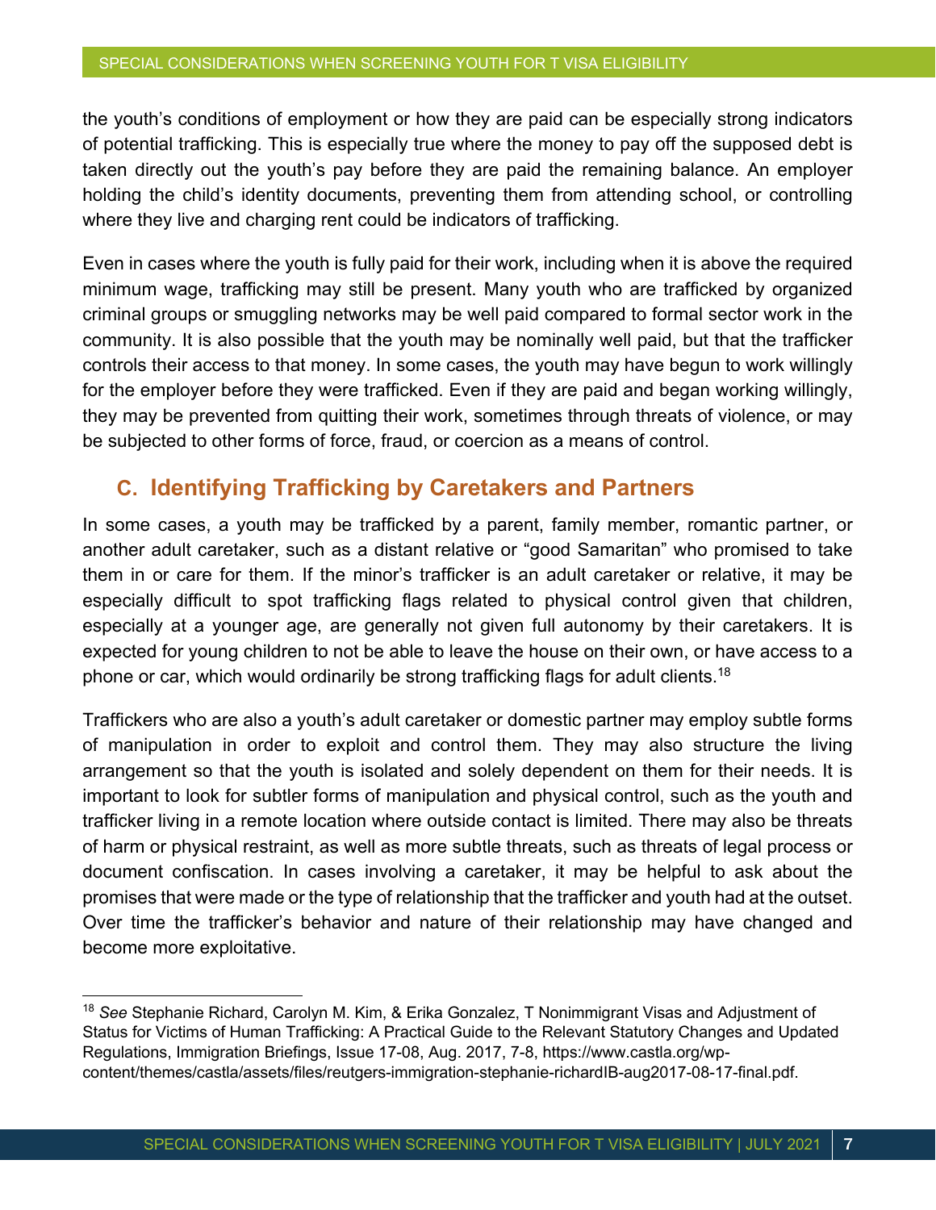the youth's conditions of employment or how they are paid can be especially strong indicators of potential trafficking. This is especially true where the money to pay off the supposed debt is taken directly out the youth's pay before they are paid the remaining balance. An employer holding the child's identity documents, preventing them from attending school, or controlling where they live and charging rent could be indicators of trafficking.

Even in cases where the youth is fully paid for their work, including when it is above the required minimum wage, trafficking may still be present. Many youth who are trafficked by organized criminal groups or smuggling networks may be well paid compared to formal sector work in the community. It is also possible that the youth may be nominally well paid, but that the trafficker controls their access to that money. In some cases, the youth may have begun to work willingly for the employer before they were trafficked. Even if they are paid and began working willingly, they may be prevented from quitting their work, sometimes through threats of violence, or may be subjected to other forms of force, fraud, or coercion as a means of control.

## C. Identifying Trafficking by Caretakers and Partners

In some cases, a youth may be trafficked by a parent, family member, romantic partner, or another adult caretaker, such as a distant relative or "good Samaritan" who promised to take them in or care for them. If the minor's trafficker is an adult caretaker or relative, it may be especially difficult to spot trafficking flags related to physical control given that children, especially at a younger age, are generally not given full autonomy by their caretakers. It is expected for young children to not be able to leave the house on their own, or have access to a phone or car, which would ordinarily be strong trafficking flags for adult clients.[18]

Traffickers who are also a youth's adult caretaker or domestic partner may employ subtle forms of manipulation in order to exploit and control them. They may also structure the living arrangement so that the youth is isolated and solely dependent on them for their needs. It is important to look for subtler forms of manipulation and physical control, such as the youth and trafficker living in a remote location where outside contact is limited. There may also be threats of harm or physical restraint, as well as more subtle threats, such as threats of legal process or document confiscation. In cases involving a caretaker, it may be helpful to ask about the promises that were made or the type of relationship that the trafficker and youth had at the outset. Over time the trafficker's behavior and nature of their relationship may have changed and become more exploitative.

---

[18] *See* Stephanie Richard, Carolyn M. Kim, & Erika Gonzalez, T Nonimmigrant Visas and Adjustment of Status for Victims of Human Trafficking: A Practical Guide to the Relevant Statutory Changes and Updated Regulations, Immigration Briefings, Issue 17-08, Aug. 2017, 7-8, https://www.castla.org/wp-content/themes/castla/assets/files/reutgers-immigration-stephanie-richardIB-aug2017-08-17-final.pdf.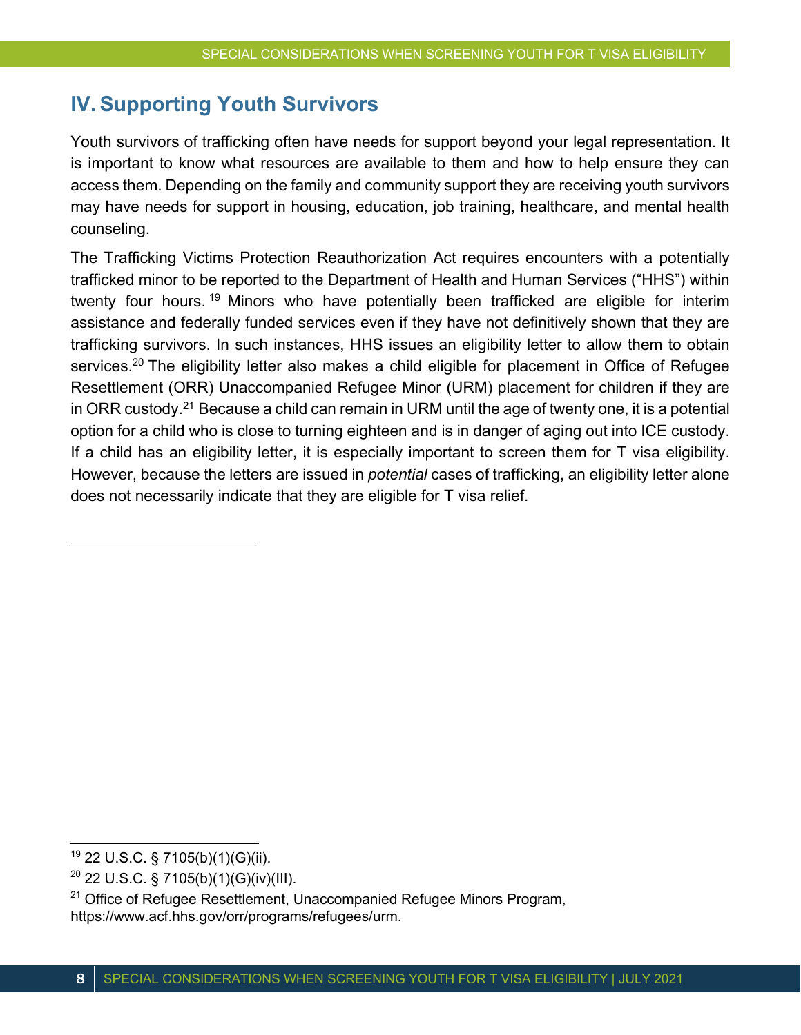## IV. Supporting Youth Survivors

Youth survivors of trafficking often have needs for support beyond your legal representation. It is important to know what resources are available to them and how to help ensure they can access them. Depending on the family and community support they are receiving youth survivors may have needs for support in housing, education, job training, healthcare, and mental health counseling.

The Trafficking Victims Protection Reauthorization Act requires encounters with a potentially trafficked minor to be reported to the Department of Health and Human Services ("HHS") within twenty four hours.[19] Minors who have potentially been trafficked are eligible for interim assistance and federally funded services even if they have not definitively shown that they are trafficking survivors. In such instances, HHS issues an eligibility letter to allow them to obtain services.[20] The eligibility letter also makes a child eligible for placement in Office of Refugee Resettlement (ORR) Unaccompanied Refugee Minor (URM) placement for children if they are in ORR custody.[21] Because a child can remain in URM until the age of twenty one, it is a potential option for a child who is close to turning eighteen and is in danger of aging out into ICE custody. If a child has an eligibility letter, it is especially important to screen them for T visa eligibility. However, because the letters are issued in *potential* cases of trafficking, an eligibility letter alone does not necessarily indicate that they are eligible for T visa relief.

---

[19] 22 U.S.C. § 7105(b)(1)(G)(ii).

[20] 22 U.S.C. § 7105(b)(1)(G)(iv)(III).

[21] Office of Refugee Resettlement, Unaccompanied Refugee Minors Program, https://www.acf.hhs.gov/orr/programs/refugees/urm.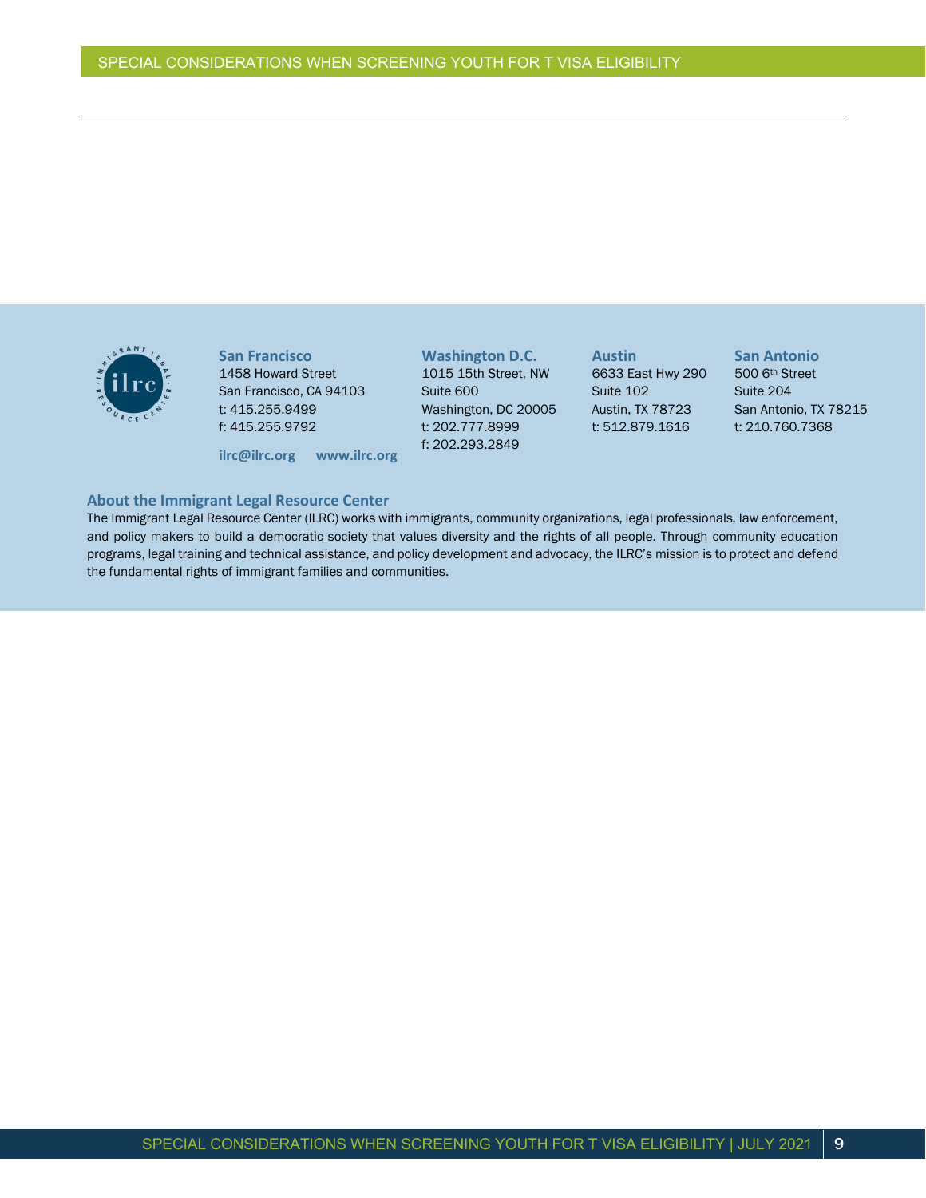**San Francisco**
1458 Howard Street
San Francisco, CA 94103
t: 415.255.9499
f: 415.255.9792

**Washington D.C.**
1015 15th Street, NW
Suite 600
Washington, DC 20005
t: 202.777.8999
f: 202.293.2849

**Austin**
6633 East Hwy 290
Suite 102
Austin, TX 78723
t: 512.879.1616

**San Antonio**
500 6th Street
Suite 204
San Antonio, TX 78215
t: 210.760.7368

ilrc@ilrc.org www.ilrc.org

**About the Immigrant Legal Resource Center**

The Immigrant Legal Resource Center (ILRC) works with immigrants, community organizations, legal professionals, law enforcement, and policy makers to build a democratic society that values diversity and the rights of all people. Through community education programs, legal training and technical assistance, and policy development and advocacy, the ILRC's mission is to protect and defend the fundamental rights of immigrant families and communities.